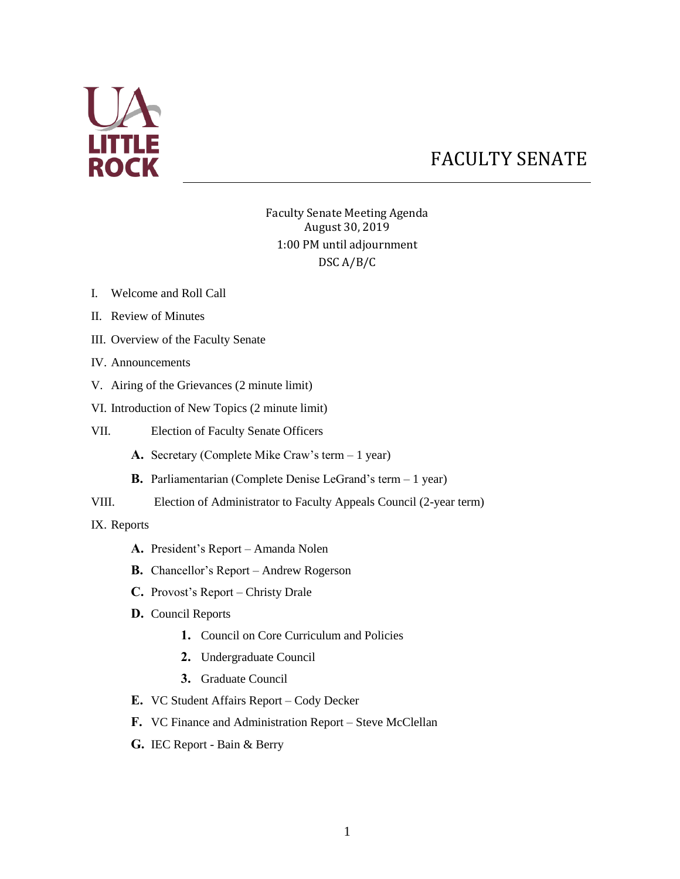# FACULTY SENATE

Faculty Senate Meeting Agenda
August 30, 2019
1:00 PM until adjournment
DSC A/B/C

I. Welcome and Roll Call

II. Review of Minutes

III. Overview of the Faculty Senate

IV. Announcements

V. Airing of the Grievances (2 minute limit)

VI. Introduction of New Topics (2 minute limit)

VII. Election of Faculty Senate Officers

   **A.** Secretary (Complete Mike Craw's term – 1 year)

   **B.** Parliamentarian (Complete Denise LeGrand's term – 1 year)

VIII. Election of Administrator to Faculty Appeals Council (2-year term)

IX. Reports

   **A.** President's Report – Amanda Nolen

   **B.** Chancellor's Report – Andrew Rogerson

   **C.** Provost's Report – Christy Drale

   **D.** Council Reports

      **1.** Council on Core Curriculum and Policies

      **2.** Undergraduate Council

      **3.** Graduate Council

   **E.** VC Student Affairs Report – Cody Decker

   **F.** VC Finance and Administration Report – Steve McClellan

   **G.** IEC Report - Bain & Berry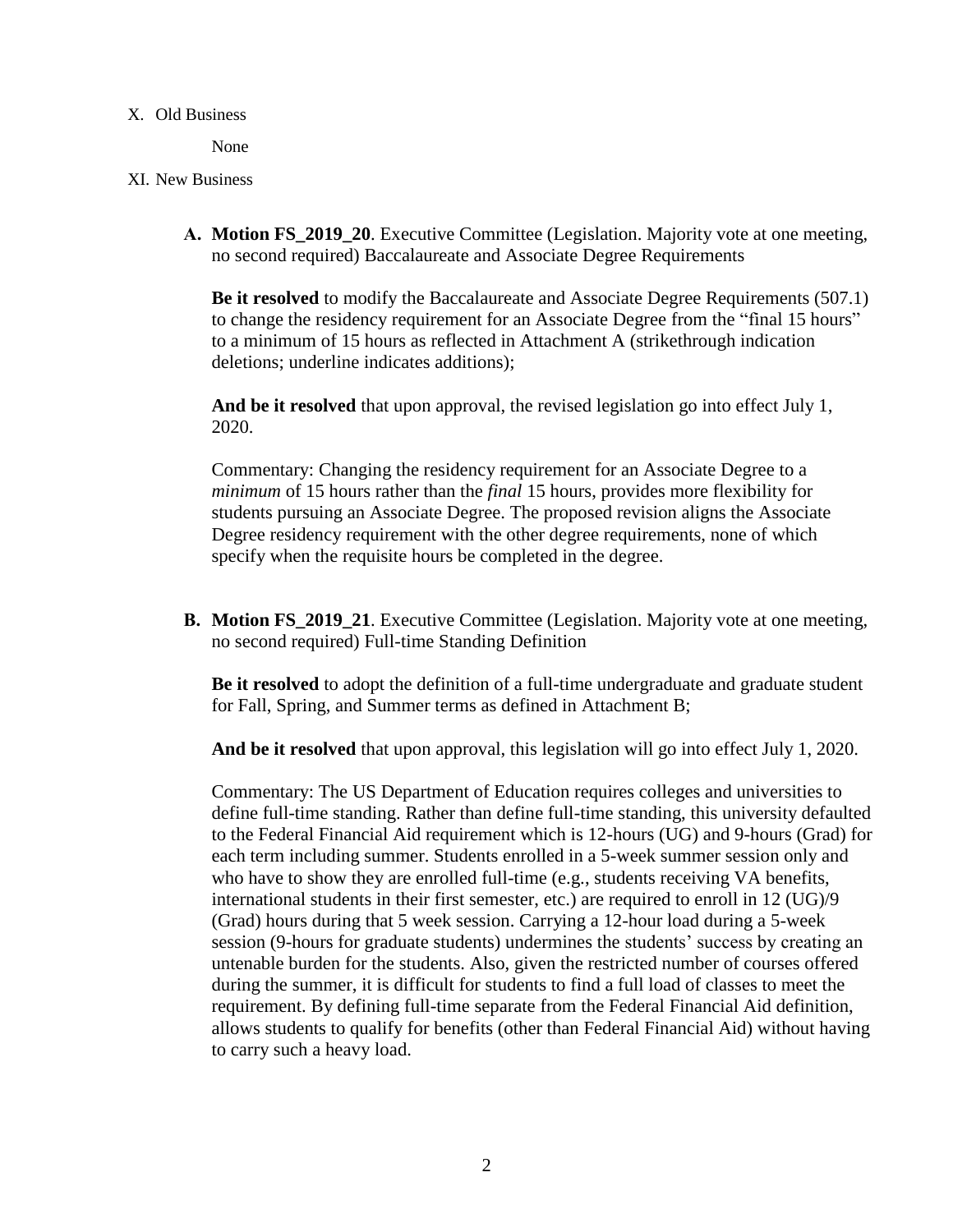X. Old Business

None

XI. New Business

**A. Motion FS_2019_20**. Executive Committee (Legislation. Majority vote at one meeting, no second required) Baccalaureate and Associate Degree Requirements

**Be it resolved** to modify the Baccalaureate and Associate Degree Requirements (507.1) to change the residency requirement for an Associate Degree from the "final 15 hours" to a minimum of 15 hours as reflected in Attachment A (strikethrough indication deletions; underline indicates additions);

**And be it resolved** that upon approval, the revised legislation go into effect July 1, 2020.

Commentary: Changing the residency requirement for an Associate Degree to a *minimum* of 15 hours rather than the *final* 15 hours, provides more flexibility for students pursuing an Associate Degree. The proposed revision aligns the Associate Degree residency requirement with the other degree requirements, none of which specify when the requisite hours be completed in the degree.

**B. Motion FS_2019_21**. Executive Committee (Legislation. Majority vote at one meeting, no second required) Full-time Standing Definition

**Be it resolved** to adopt the definition of a full-time undergraduate and graduate student for Fall, Spring, and Summer terms as defined in Attachment B;

**And be it resolved** that upon approval, this legislation will go into effect July 1, 2020.

Commentary: The US Department of Education requires colleges and universities to define full-time standing. Rather than define full-time standing, this university defaulted to the Federal Financial Aid requirement which is 12-hours (UG) and 9-hours (Grad) for each term including summer. Students enrolled in a 5-week summer session only and who have to show they are enrolled full-time (e.g., students receiving VA benefits, international students in their first semester, etc.) are required to enroll in 12 (UG)/9 (Grad) hours during that 5 week session. Carrying a 12-hour load during a 5-week session (9-hours for graduate students) undermines the students' success by creating an untenable burden for the students. Also, given the restricted number of courses offered during the summer, it is difficult for students to find a full load of classes to meet the requirement. By defining full-time separate from the Federal Financial Aid definition, allows students to qualify for benefits (other than Federal Financial Aid) without having to carry such a heavy load.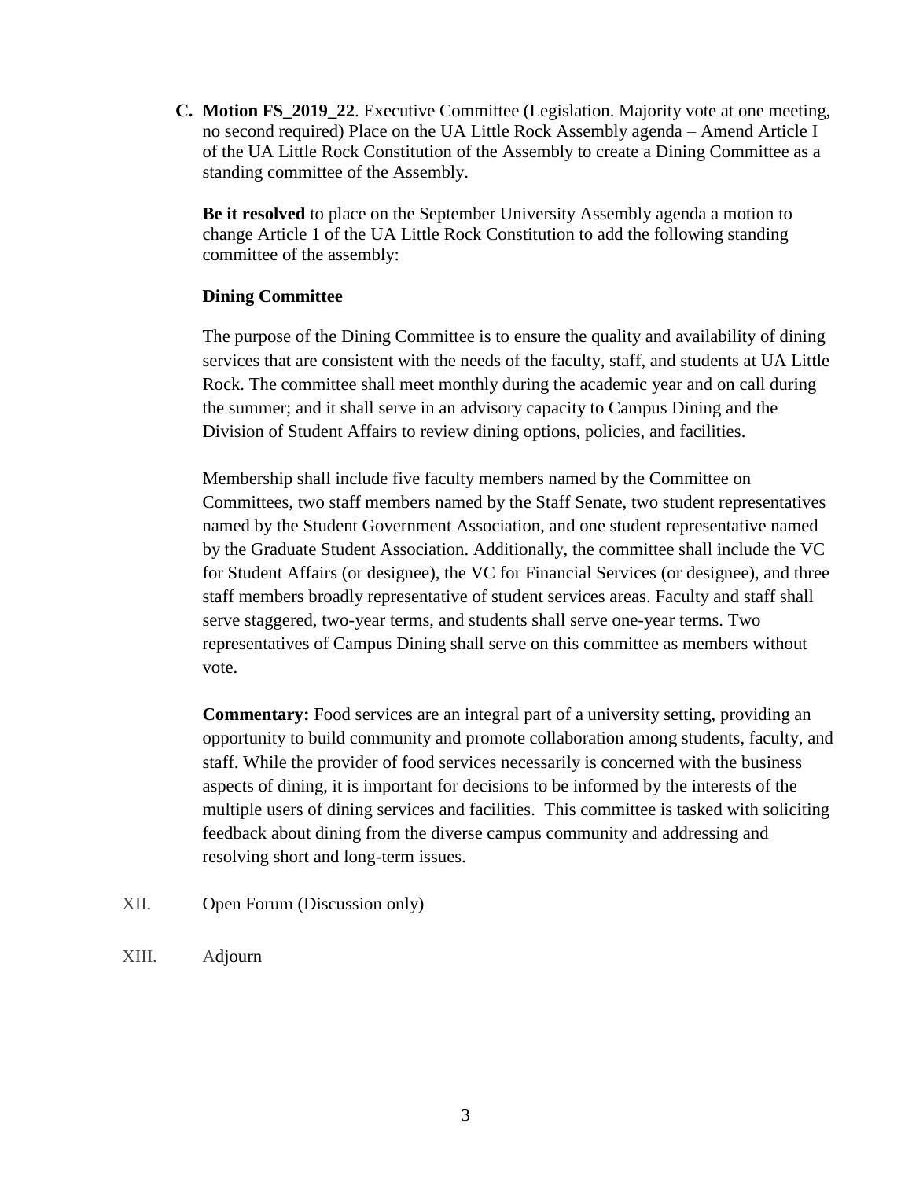**C. Motion FS_2019_22**. Executive Committee (Legislation. Majority vote at one meeting, no second required) Place on the UA Little Rock Assembly agenda – Amend Article I of the UA Little Rock Constitution of the Assembly to create a Dining Committee as a standing committee of the Assembly.

**Be it resolved** to place on the September University Assembly agenda a motion to change Article 1 of the UA Little Rock Constitution to add the following standing committee of the assembly:

**Dining Committee**

The purpose of the Dining Committee is to ensure the quality and availability of dining services that are consistent with the needs of the faculty, staff, and students at UA Little Rock. The committee shall meet monthly during the academic year and on call during the summer; and it shall serve in an advisory capacity to Campus Dining and the Division of Student Affairs to review dining options, policies, and facilities.

Membership shall include five faculty members named by the Committee on Committees, two staff members named by the Staff Senate, two student representatives named by the Student Government Association, and one student representative named by the Graduate Student Association. Additionally, the committee shall include the VC for Student Affairs (or designee), the VC for Financial Services (or designee), and three staff members broadly representative of student services areas. Faculty and staff shall serve staggered, two-year terms, and students shall serve one-year terms. Two representatives of Campus Dining shall serve on this committee as members without vote.

**Commentary:** Food services are an integral part of a university setting, providing an opportunity to build community and promote collaboration among students, faculty, and staff. While the provider of food services necessarily is concerned with the business aspects of dining, it is important for decisions to be informed by the interests of the multiple users of dining services and facilities. This committee is tasked with soliciting feedback about dining from the diverse campus community and addressing and resolving short and long-term issues.

XII. Open Forum (Discussion only)

XIII. Adjourn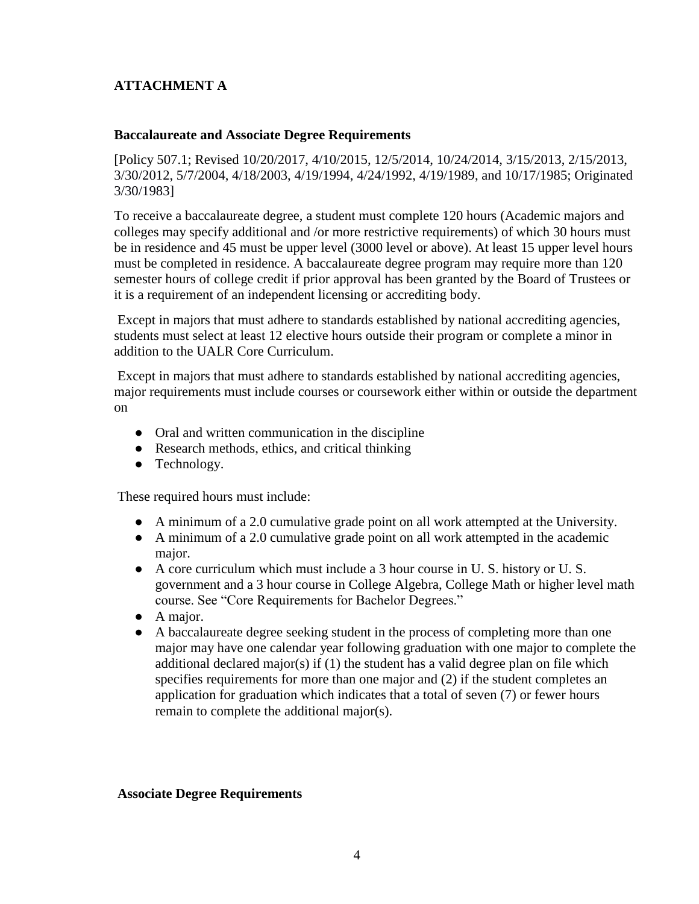**ATTACHMENT A**

**Baccalaureate and Associate Degree Requirements**

[Policy 507.1; Revised 10/20/2017, 4/10/2015, 12/5/2014, 10/24/2014, 3/15/2013, 2/15/2013, 3/30/2012, 5/7/2004, 4/18/2003, 4/19/1994, 4/24/1992, 4/19/1989, and 10/17/1985; Originated 3/30/1983]

To receive a baccalaureate degree, a student must complete 120 hours (Academic majors and colleges may specify additional and /or more restrictive requirements) of which 30 hours must be in residence and 45 must be upper level (3000 level or above). At least 15 upper level hours must be completed in residence. A baccalaureate degree program may require more than 120 semester hours of college credit if prior approval has been granted by the Board of Trustees or it is a requirement of an independent licensing or accrediting body.

Except in majors that must adhere to standards established by national accrediting agencies, students must select at least 12 elective hours outside their program or complete a minor in addition to the UALR Core Curriculum.

Except in majors that must adhere to standards established by national accrediting agencies, major requirements must include courses or coursework either within or outside the department on

- Oral and written communication in the discipline
- Research methods, ethics, and critical thinking
- Technology.

These required hours must include:

- A minimum of a 2.0 cumulative grade point on all work attempted at the University.
- A minimum of a 2.0 cumulative grade point on all work attempted in the academic major.
- A core curriculum which must include a 3 hour course in U. S. history or U. S. government and a 3 hour course in College Algebra, College Math or higher level math course. See "Core Requirements for Bachelor Degrees."
- A major.
- A baccalaureate degree seeking student in the process of completing more than one major may have one calendar year following graduation with one major to complete the additional declared major(s) if (1) the student has a valid degree plan on file which specifies requirements for more than one major and (2) if the student completes an application for graduation which indicates that a total of seven (7) or fewer hours remain to complete the additional major(s).

**Associate Degree Requirements**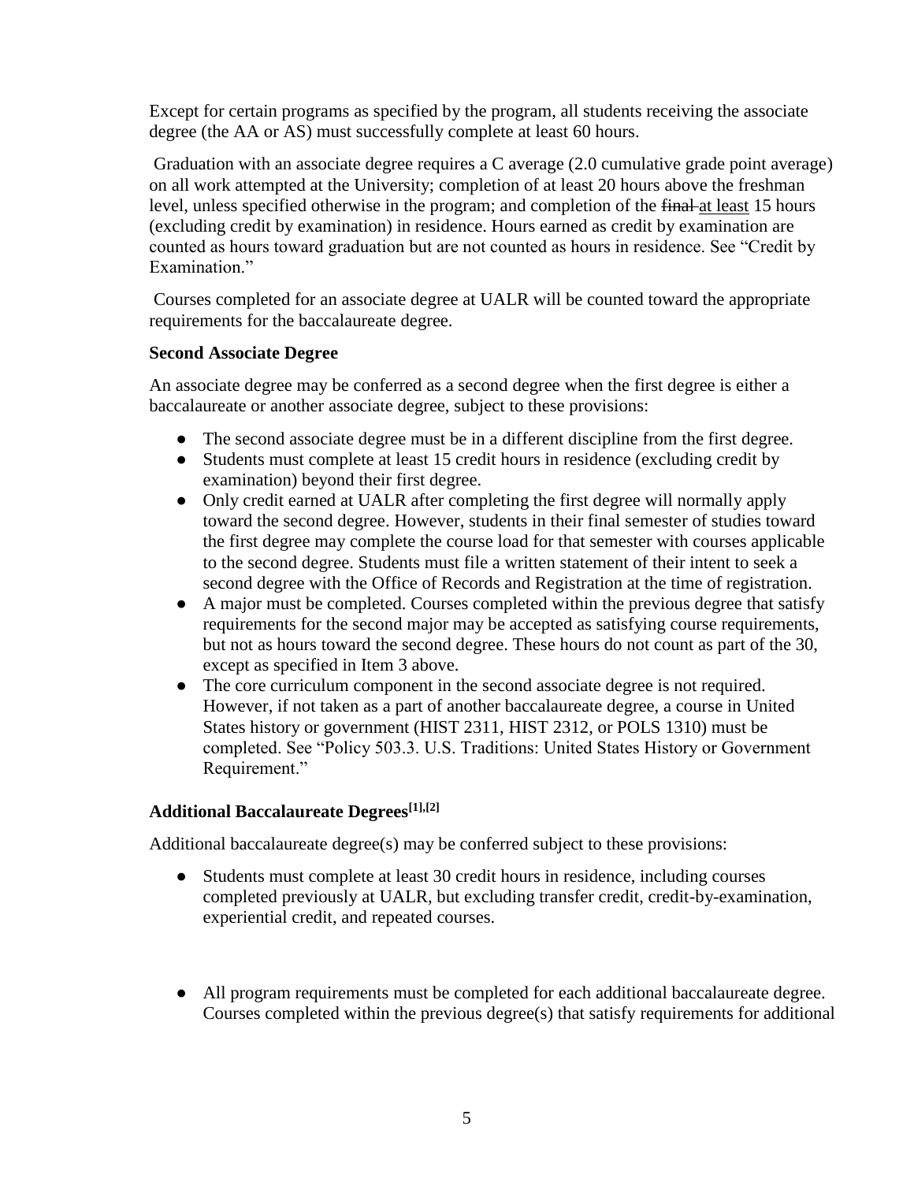Except for certain programs as specified by the program, all students receiving the associate degree (the AA or AS) must successfully complete at least 60 hours.

Graduation with an associate degree requires a C average (2.0 cumulative grade point average) on all work attempted at the University; completion of at least 20 hours above the freshman level, unless specified otherwise in the program; and completion of the ~~final~~ <u>at least</u> 15 hours (excluding credit by examination) in residence. Hours earned as credit by examination are counted as hours toward graduation but are not counted as hours in residence. See "Credit by Examination."

Courses completed for an associate degree at UALR will be counted toward the appropriate requirements for the baccalaureate degree.

**Second Associate Degree**

An associate degree may be conferred as a second degree when the first degree is either a baccalaureate or another associate degree, subject to these provisions:

- The second associate degree must be in a different discipline from the first degree.
- Students must complete at least 15 credit hours in residence (excluding credit by examination) beyond their first degree.
- Only credit earned at UALR after completing the first degree will normally apply toward the second degree. However, students in their final semester of studies toward the first degree may complete the course load for that semester with courses applicable to the second degree. Students must file a written statement of their intent to seek a second degree with the Office of Records and Registration at the time of registration.
- A major must be completed. Courses completed within the previous degree that satisfy requirements for the second major may be accepted as satisfying course requirements, but not as hours toward the second degree. These hours do not count as part of the 30, except as specified in Item 3 above.
- The core curriculum component in the second associate degree is not required. However, if not taken as a part of another baccalaureate degree, a course in United States history or government (HIST 2311, HIST 2312, or POLS 1310) must be completed. See "Policy 503.3. U.S. Traditions: United States History or Government Requirement."

**Additional Baccalaureate Degrees[1],[2]**

Additional baccalaureate degree(s) may be conferred subject to these provisions:

- Students must complete at least 30 credit hours in residence, including courses completed previously at UALR, but excluding transfer credit, credit-by-examination, experiential credit, and repeated courses.

- All program requirements must be completed for each additional baccalaureate degree. Courses completed within the previous degree(s) that satisfy requirements for additional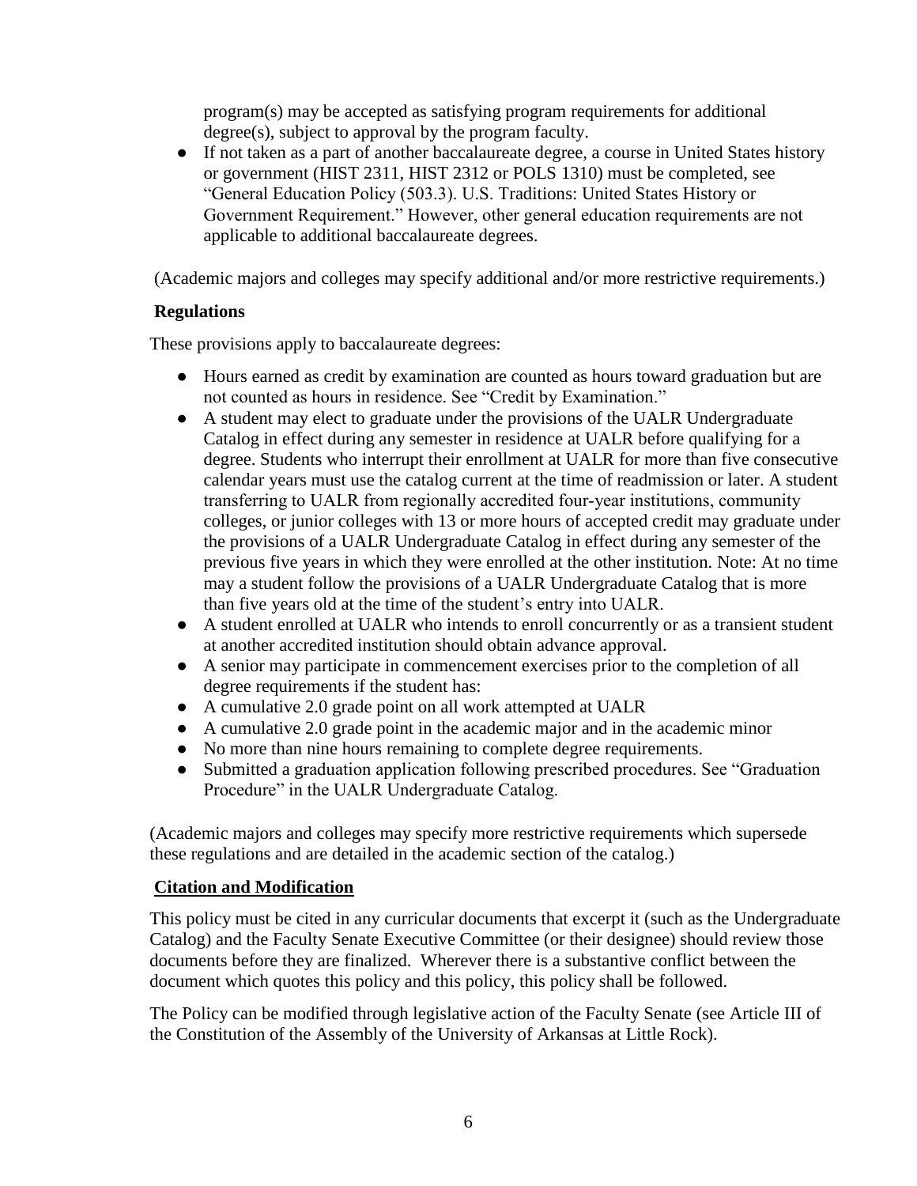program(s) may be accepted as satisfying program requirements for additional degree(s), subject to approval by the program faculty.

- If not taken as a part of another baccalaureate degree, a course in United States history or government (HIST 2311, HIST 2312 or POLS 1310) must be completed, see "General Education Policy (503.3). U.S. Traditions: United States History or Government Requirement." However, other general education requirements are not applicable to additional baccalaureate degrees.

(Academic majors and colleges may specify additional and/or more restrictive requirements.)

**Regulations**

These provisions apply to baccalaureate degrees:

- Hours earned as credit by examination are counted as hours toward graduation but are not counted as hours in residence. See "Credit by Examination."
- A student may elect to graduate under the provisions of the UALR Undergraduate Catalog in effect during any semester in residence at UALR before qualifying for a degree. Students who interrupt their enrollment at UALR for more than five consecutive calendar years must use the catalog current at the time of readmission or later. A student transferring to UALR from regionally accredited four-year institutions, community colleges, or junior colleges with 13 or more hours of accepted credit may graduate under the provisions of a UALR Undergraduate Catalog in effect during any semester of the previous five years in which they were enrolled at the other institution. Note: At no time may a student follow the provisions of a UALR Undergraduate Catalog that is more than five years old at the time of the student's entry into UALR.
- A student enrolled at UALR who intends to enroll concurrently or as a transient student at another accredited institution should obtain advance approval.
- A senior may participate in commencement exercises prior to the completion of all degree requirements if the student has:
- A cumulative 2.0 grade point on all work attempted at UALR
- A cumulative 2.0 grade point in the academic major and in the academic minor
- No more than nine hours remaining to complete degree requirements.
- Submitted a graduation application following prescribed procedures. See "Graduation Procedure" in the UALR Undergraduate Catalog.

(Academic majors and colleges may specify more restrictive requirements which supersede these regulations and are detailed in the academic section of the catalog.)

**Citation and Modification**

This policy must be cited in any curricular documents that excerpt it (such as the Undergraduate Catalog) and the Faculty Senate Executive Committee (or their designee) should review those documents before they are finalized. Wherever there is a substantive conflict between the document which quotes this policy and this policy, this policy shall be followed.

The Policy can be modified through legislative action of the Faculty Senate (see Article III of the Constitution of the Assembly of the University of Arkansas at Little Rock).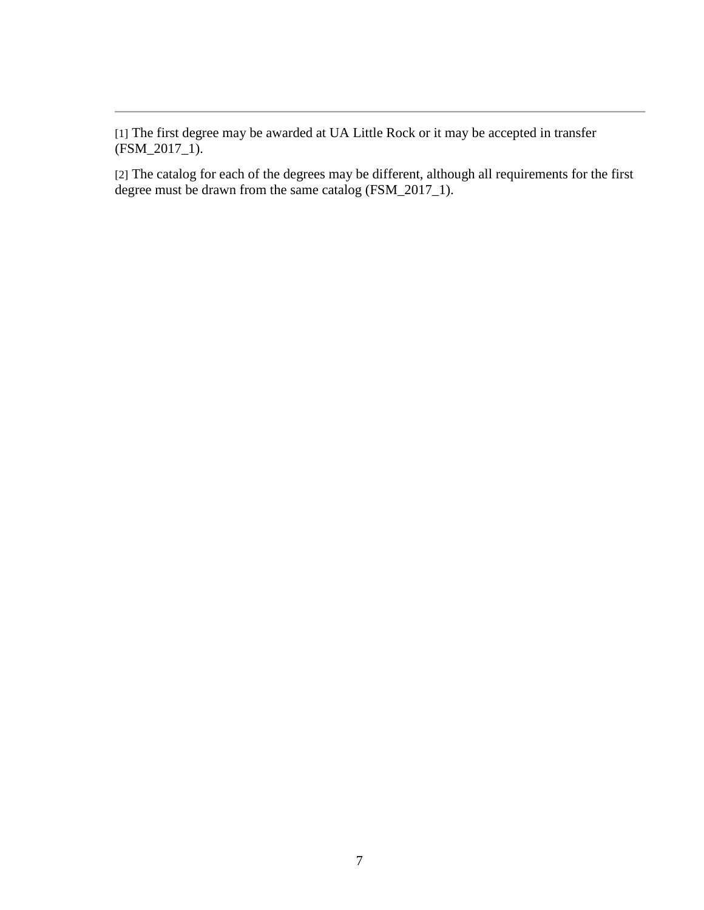---

[1] The first degree may be awarded at UA Little Rock or it may be accepted in transfer (FSM_2017_1).

[2] The catalog for each of the degrees may be different, although all requirements for the first degree must be drawn from the same catalog (FSM_2017_1).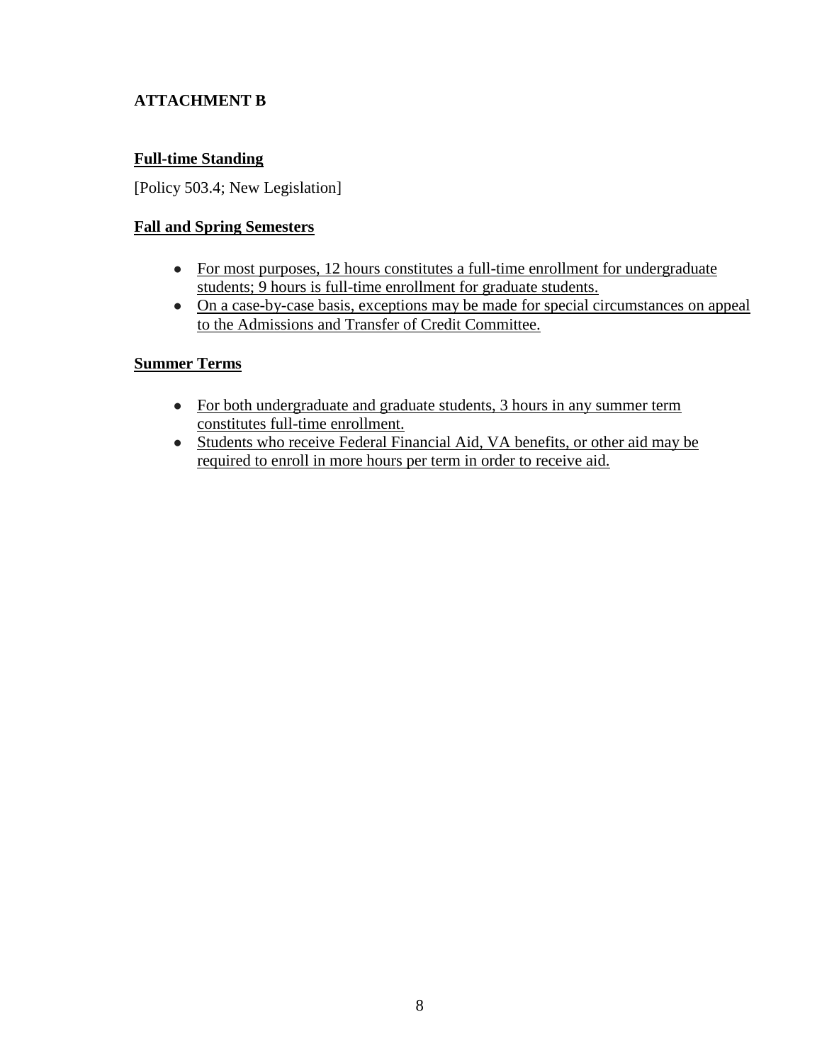**ATTACHMENT B**

**Full-time Standing**

[Policy 503.4; New Legislation]

**Fall and Spring Semesters**

- For most purposes, 12 hours constitutes a full-time enrollment for undergraduate students; 9 hours is full-time enrollment for graduate students.
- On a case-by-case basis, exceptions may be made for special circumstances on appeal to the Admissions and Transfer of Credit Committee.

**Summer Terms**

- For both undergraduate and graduate students, 3 hours in any summer term constitutes full-time enrollment.
- Students who receive Federal Financial Aid, VA benefits, or other aid may be required to enroll in more hours per term in order to receive aid.